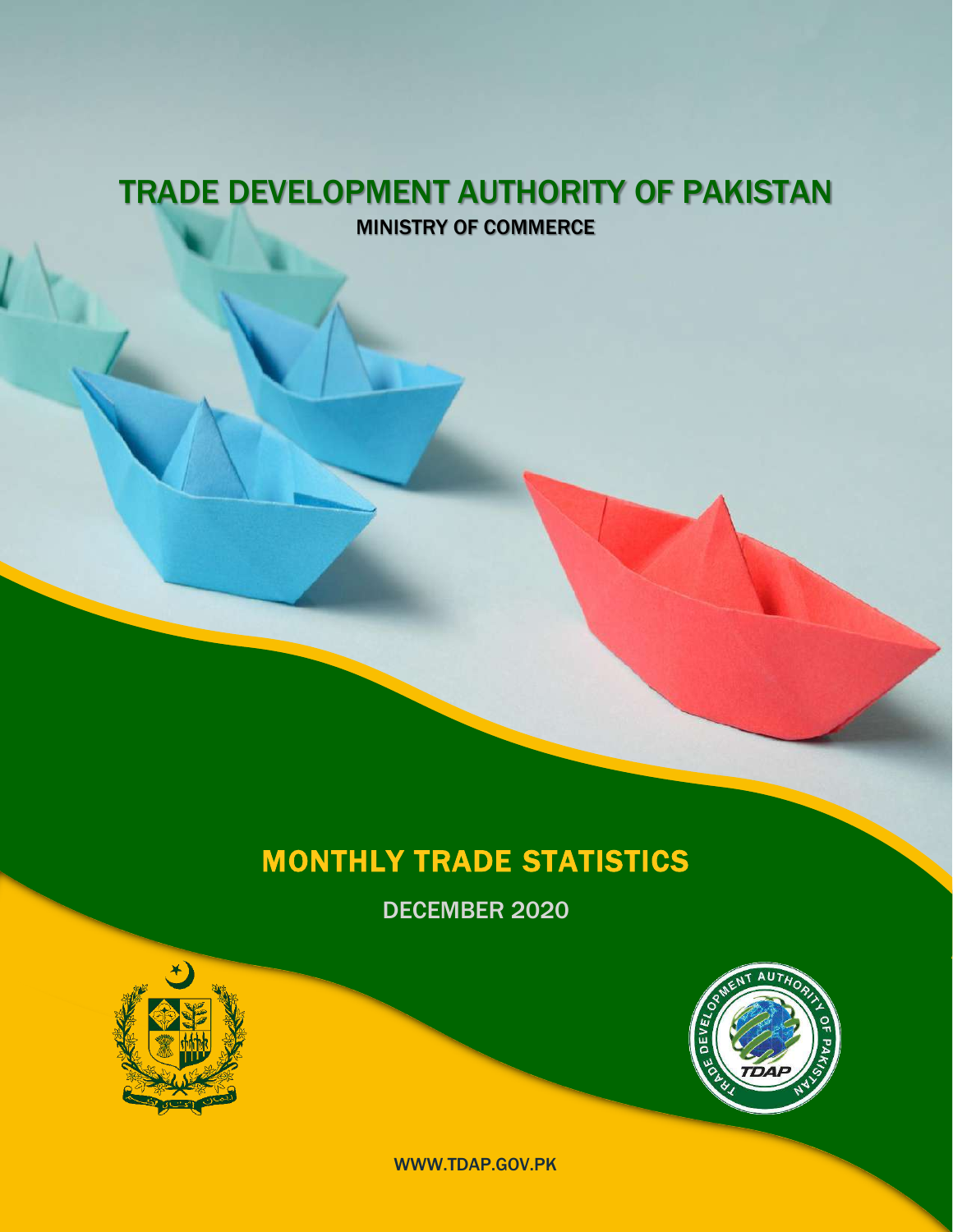# TRADE DEVELOPMENT AUTHORITY OF PAKISTAN

MINISTRY OF COMMERCE

## MONTHLY TRADE STATISTICS

DECEMBER 2020

WWW.TDAP.GOV.PK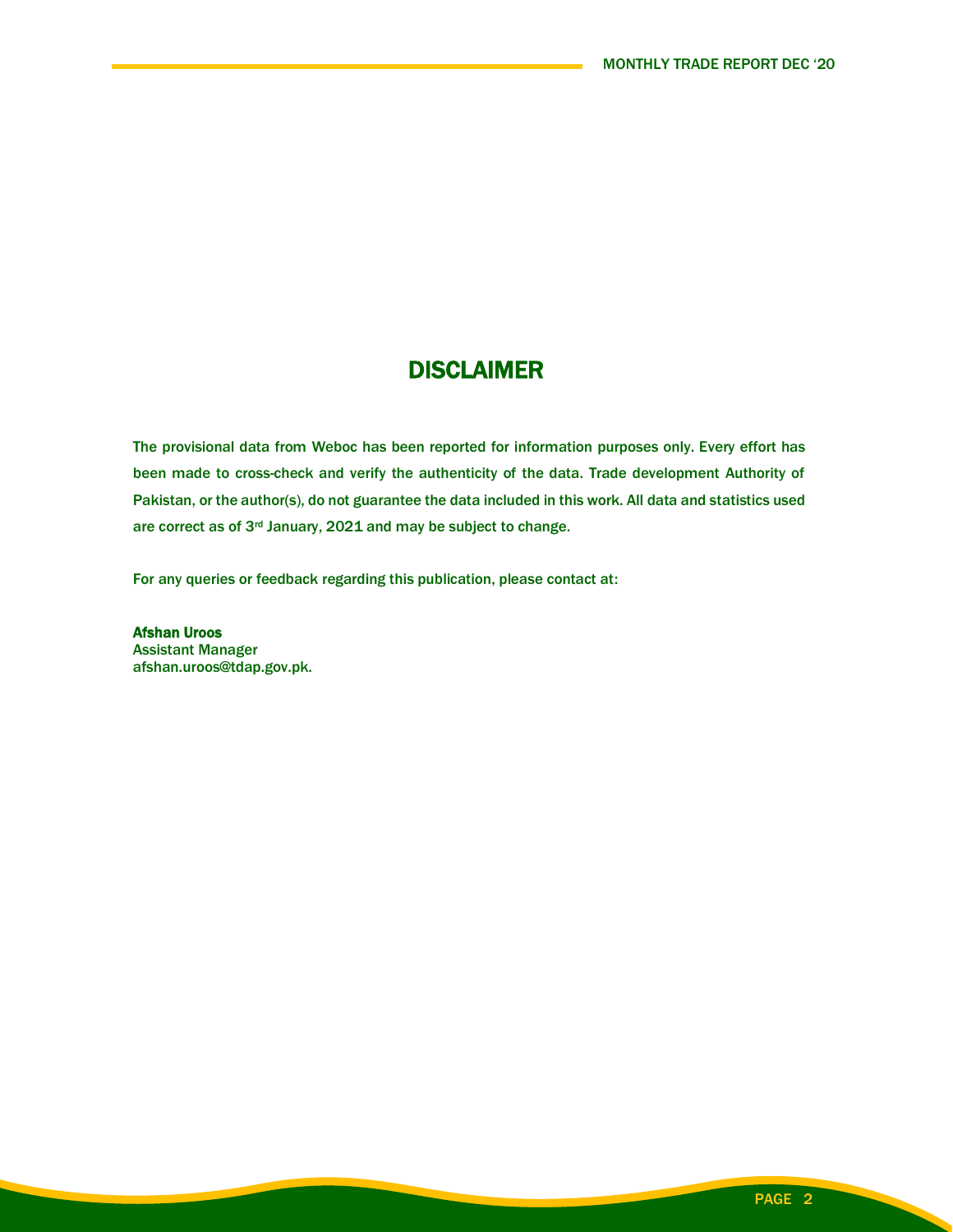# DISCLAIMER

The provisional data from Weboc has been reported for information purposes only. Every effort has been made to cross-check and verify the authenticity of the data. Trade development Authority of Pakistan, or the author(s), do not guarantee the data included in this work. All data and statistics used are correct as of 3rd January, 2021 and may be subject to change.

For any queries or feedback regarding this publication, please contact at:

**Afshan Uroos**
Assistant Manager
afshan.uroos@tdap.gov.pk.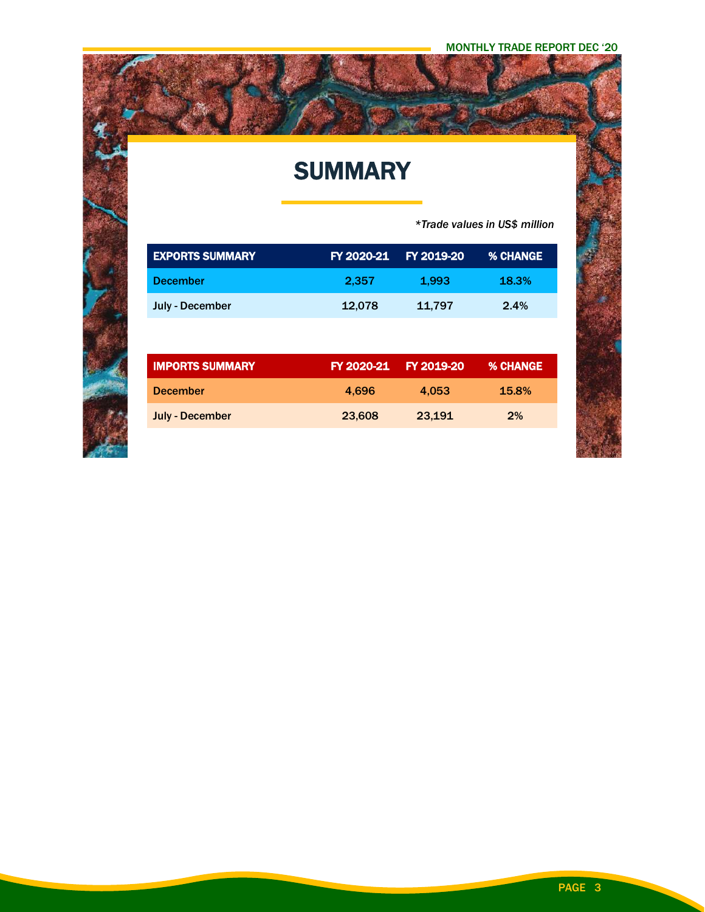# SUMMARY

*\*Trade values in US$ million*

| EXPORTS SUMMARY | FY 2020-21 | FY 2019-20 | % CHANGE |
|---|---|---|---|
| December | 2,357 | 1,993 | 18.3% |
| July - December | 12,078 | 11,797 | 2.4% |

| IMPORTS SUMMARY | FY 2020-21 | FY 2019-20 | % CHANGE |
|---|---|---|---|
| December | 4,696 | 4,053 | 15.8% |
| July - December | 23,608 | 23,191 | 2% |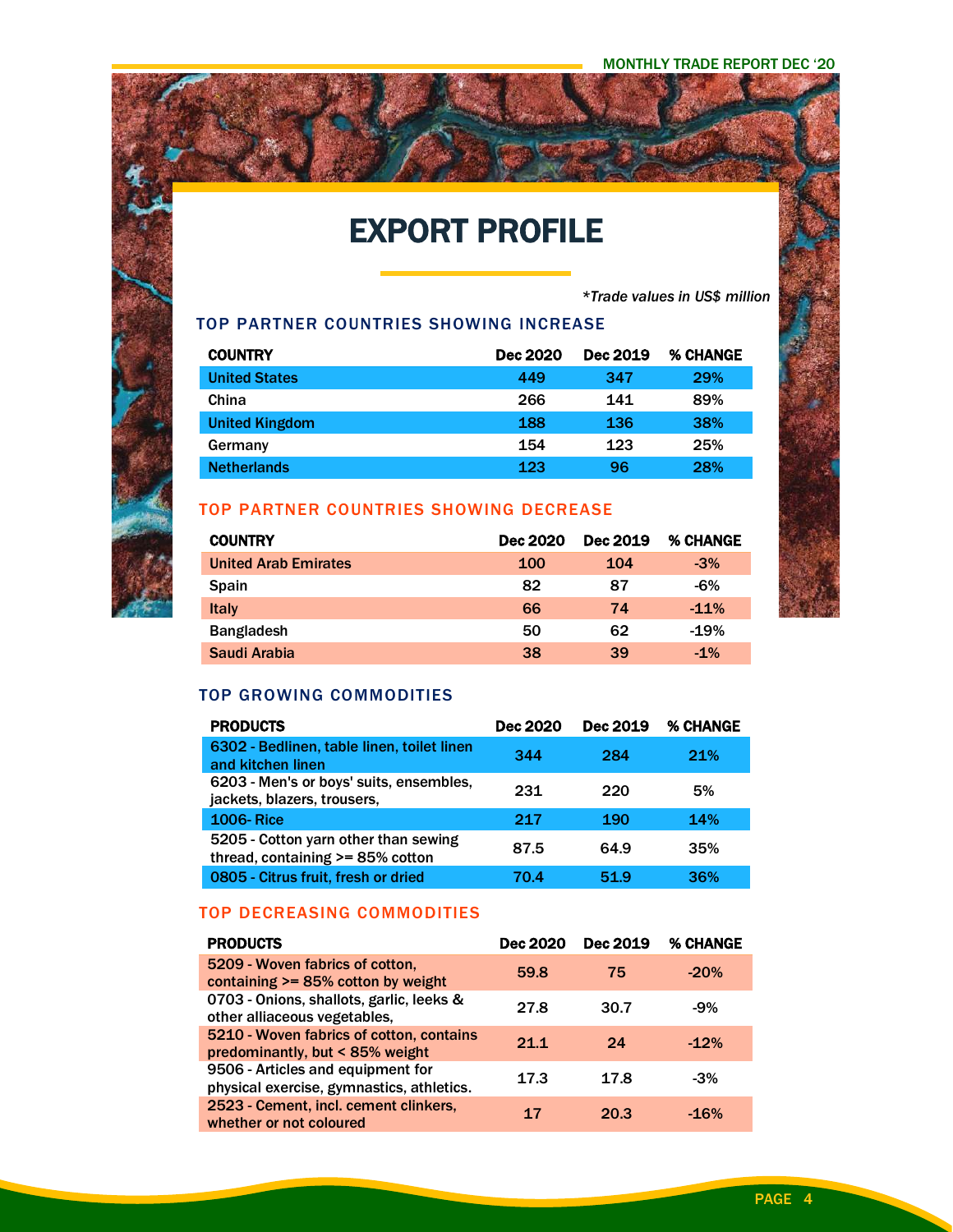# EXPORT PROFILE

*\*Trade values in US$ million*

## TOP PARTNER COUNTRIES SHOWING INCREASE

| COUNTRY | Dec 2020 | Dec 2019 | % CHANGE |
|---|---|---|---|
| United States | 449 | 347 | 29% |
| China | 266 | 141 | 89% |
| United Kingdom | 188 | 136 | 38% |
| Germany | 154 | 123 | 25% |
| Netherlands | 123 | 96 | 28% |

## TOP PARTNER COUNTRIES SHOWING DECREASE

| COUNTRY | Dec 2020 | Dec 2019 | % CHANGE |
|---|---|---|---|
| United Arab Emirates | 100 | 104 | -3% |
| Spain | 82 | 87 | -6% |
| Italy | 66 | 74 | -11% |
| Bangladesh | 50 | 62 | -19% |
| Saudi Arabia | 38 | 39 | -1% |

## TOP GROWING COMMODITIES

| PRODUCTS | Dec 2020 | Dec 2019 | % CHANGE |
|---|---|---|---|
| 6302 - Bedlinen, table linen, toilet linen and kitchen linen | 344 | 284 | 21% |
| 6203 - Men's or boys' suits, ensembles, jackets, blazers, trousers, | 231 | 220 | 5% |
| 1006- Rice | 217 | 190 | 14% |
| 5205 - Cotton yarn other than sewing thread, containing >= 85% cotton | 87.5 | 64.9 | 35% |
| 0805 - Citrus fruit, fresh or dried | 70.4 | 51.9 | 36% |

## TOP DECREASING COMMODITIES

| PRODUCTS | Dec 2020 | Dec 2019 | % CHANGE |
|---|---|---|---|
| 5209 - Woven fabrics of cotton, containing >= 85% cotton by weight | 59.8 | 75 | -20% |
| 0703 - Onions, shallots, garlic, leeks & other alliaceous vegetables, | 27.8 | 30.7 | -9% |
| 5210 - Woven fabrics of cotton, contains predominantly, but < 85% weight | 21.1 | 24 | -12% |
| 9506 - Articles and equipment for physical exercise, gymnastics, athletics. | 17.3 | 17.8 | -3% |
| 2523 - Cement, incl. cement clinkers, whether or not coloured | 17 | 20.3 | -16% |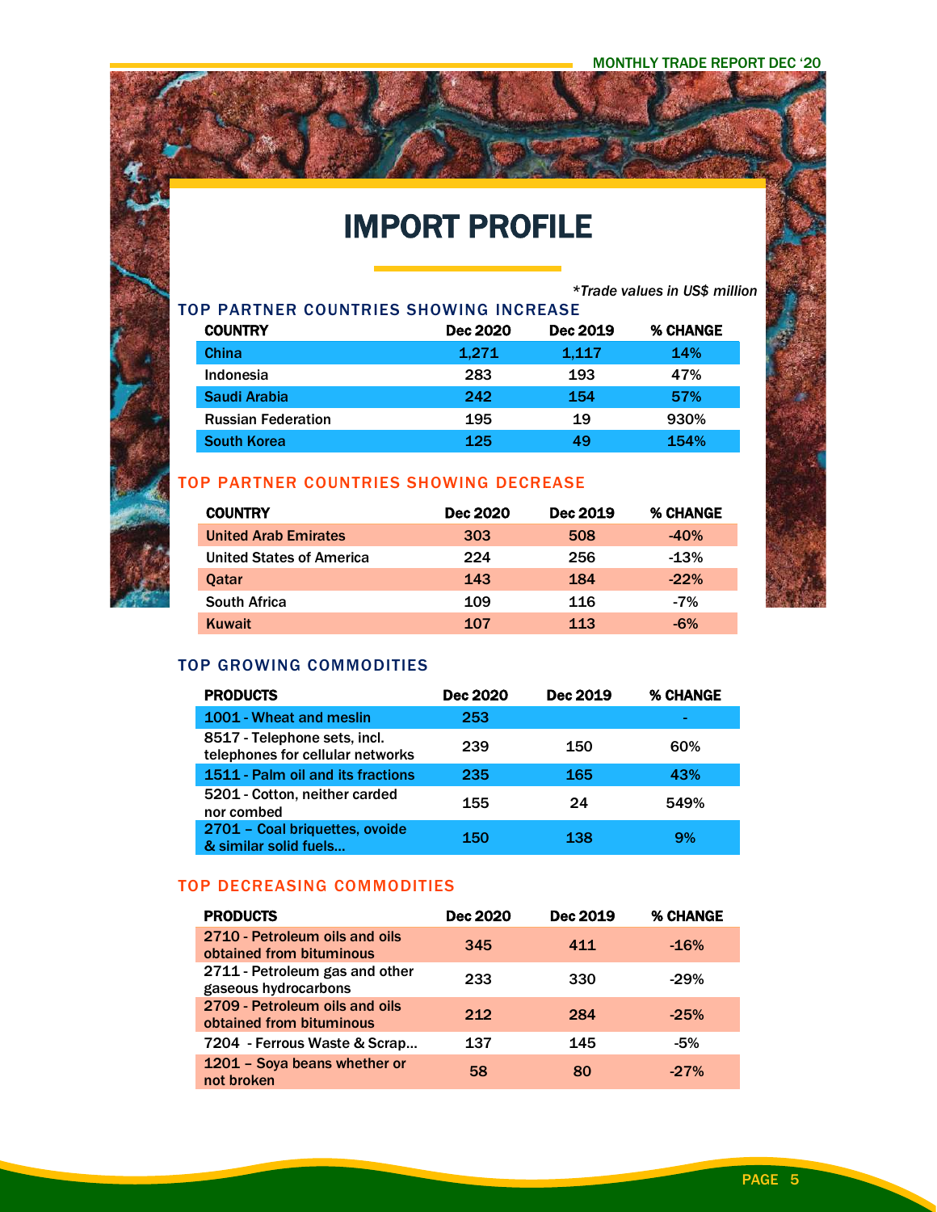# IMPORT PROFILE

*Trade values in US$ million

### TOP PARTNER COUNTRIES SHOWING INCREASE

| COUNTRY | Dec 2020 | Dec 2019 | % CHANGE |
|---|---|---|---|
| China | 1,271 | 1,117 | 14% |
| Indonesia | 283 | 193 | 47% |
| Saudi Arabia | 242 | 154 | 57% |
| Russian Federation | 195 | 19 | 930% |
| South Korea | 125 | 49 | 154% |

### TOP PARTNER COUNTRIES SHOWING DECREASE

| COUNTRY | Dec 2020 | Dec 2019 | % CHANGE |
|---|---|---|---|
| United Arab Emirates | 303 | 508 | -40% |
| United States of America | 224 | 256 | -13% |
| Qatar | 143 | 184 | -22% |
| South Africa | 109 | 116 | -7% |
| Kuwait | 107 | 113 | -6% |

### TOP GROWING COMMODITIES

| PRODUCTS | Dec 2020 | Dec 2019 | % CHANGE |
|---|---|---|---|
| 1001 - Wheat and meslin | 253 | | - |
| 8517 - Telephone sets, incl. telephones for cellular networks | 239 | 150 | 60% |
| 1511 - Palm oil and its fractions | 235 | 165 | 43% |
| 5201 - Cotton, neither carded nor combed | 155 | 24 | 549% |
| 2701 – Coal briquettes, ovoide & similar solid fuels… | 150 | 138 | 9% |

### TOP DECREASING COMMODITIES

| PRODUCTS | Dec 2020 | Dec 2019 | % CHANGE |
|---|---|---|---|
| 2710 - Petroleum oils and oils obtained from bituminous | 345 | 411 | -16% |
| 2711 - Petroleum gas and other gaseous hydrocarbons | 233 | 330 | -29% |
| 2709 - Petroleum oils and oils obtained from bituminous | 212 | 284 | -25% |
| 7204 - Ferrous Waste & Scrap… | 137 | 145 | -5% |
| 1201 – Soya beans whether or not broken | 58 | 80 | -27% |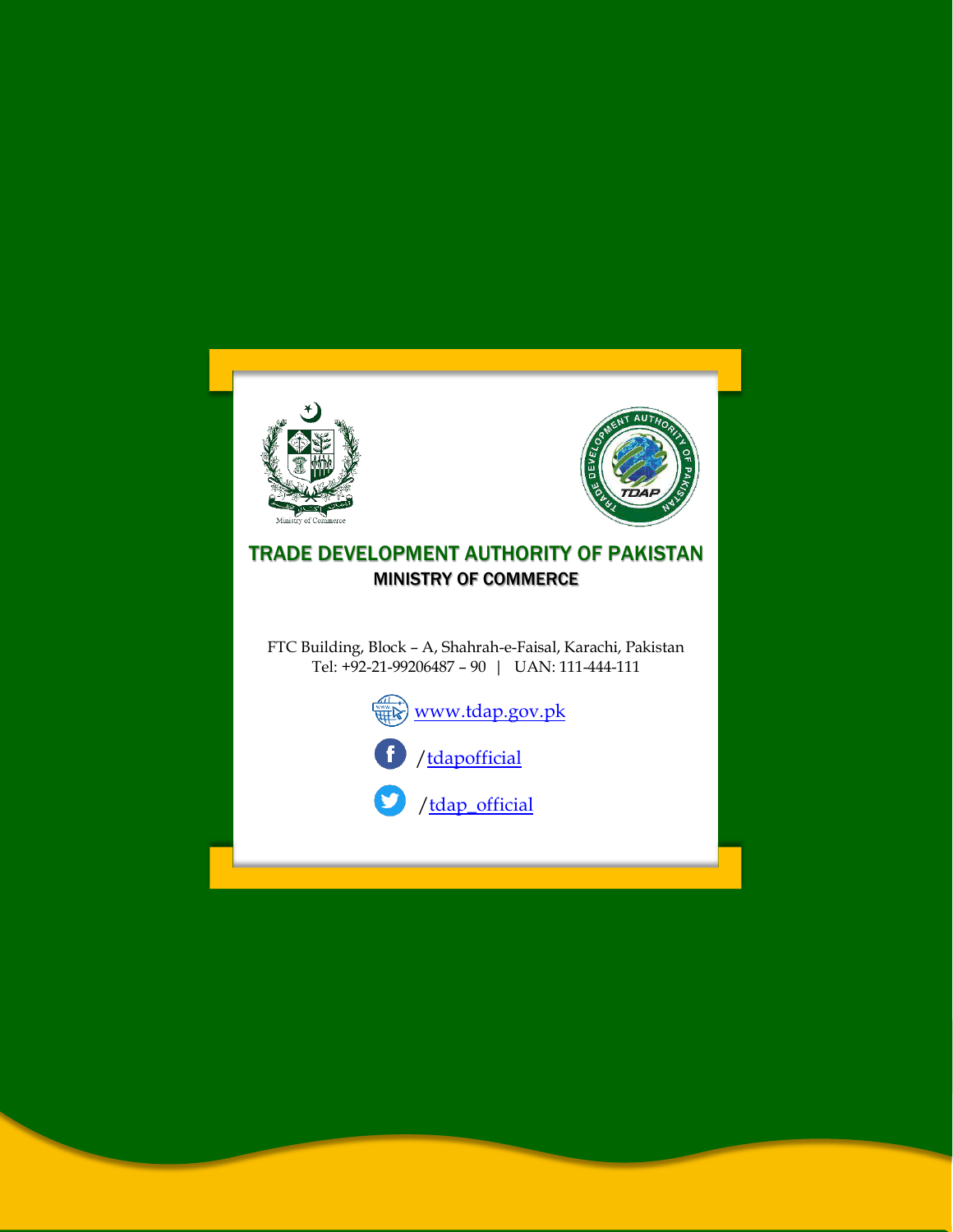Ministry of Commerce

## TRADE DEVELOPMENT AUTHORITY OF PAKISTAN

### MINISTRY OF COMMERCE

FTC Building, Block – A, Shahrah-e-Faisal, Karachi, Pakistan
Tel: +92-21-99206487 – 90 | UAN: 111-444-111

www.tdap.gov.pk

/tdapofficial

/tdap_official